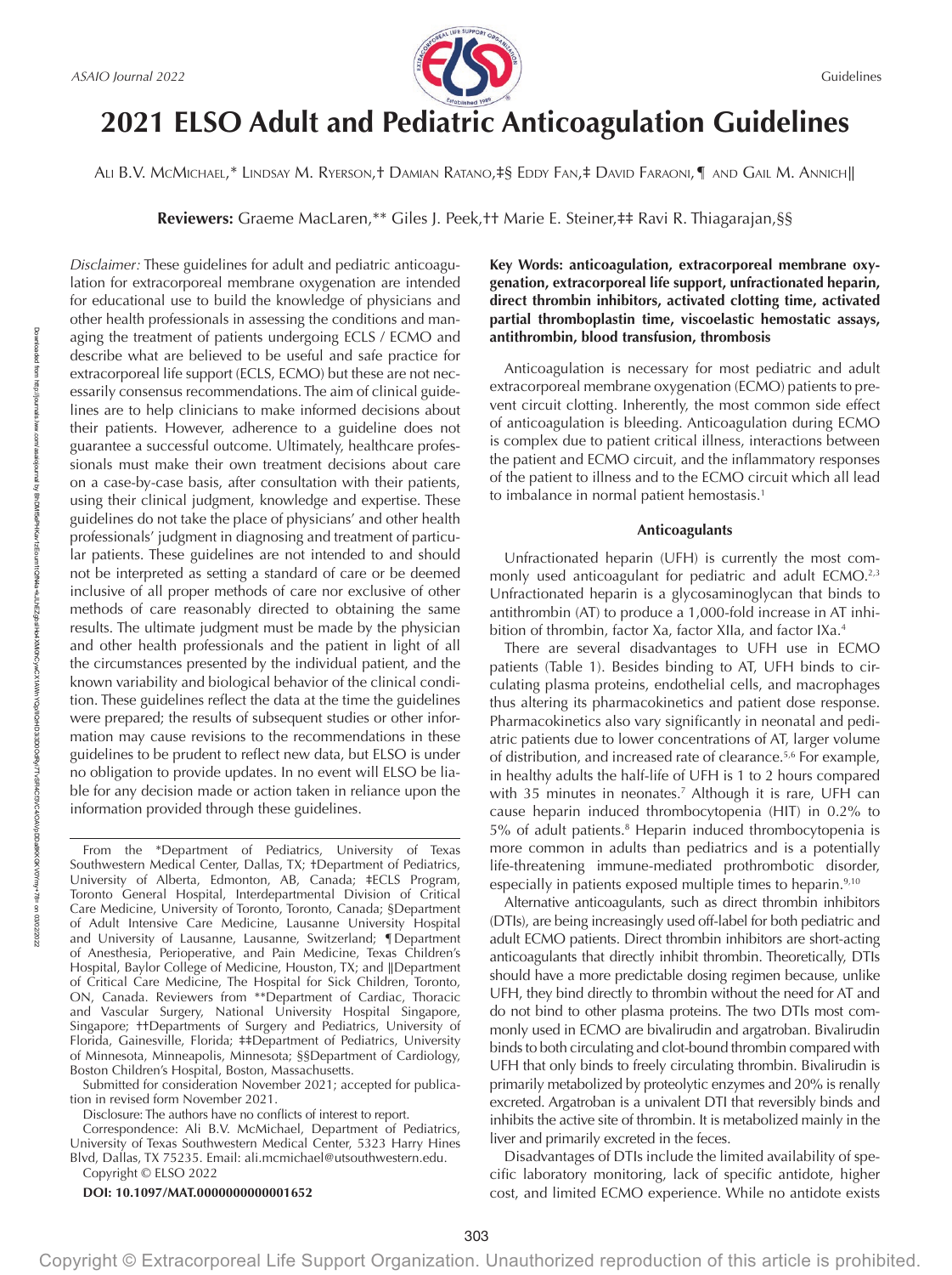# 2021 ELSO Adult and Pediatric Anticoagulation Guidelines

Ali B.V. McMichael,* Lindsay M. Ryerson,† Damian Ratano,‡§ Eddy Fan,‡ David Faraoni,¶ and Gail M. Annich‖

**Reviewers:** Graeme MacLaren,** Giles J. Peek,†† Marie E. Steiner,‡‡ Ravi R. Thiagarajan,§§

*Disclaimer:* These guidelines for adult and pediatric anticoagulation for extracorporeal membrane oxygenation are intended for educational use to build the knowledge of physicians and other health professionals in assessing the conditions and managing the treatment of patients undergoing ECLS / ECMO and describe what are believed to be useful and safe practice for extracorporeal life support (ECLS, ECMO) but these are not necessarily consensus recommendations. The aim of clinical guidelines are to help clinicians to make informed decisions about their patients. However, adherence to a guideline does not guarantee a successful outcome. Ultimately, healthcare professionals must make their own treatment decisions about care on a case-by-case basis, after consultation with their patients, using their clinical judgment, knowledge and expertise. These guidelines do not take the place of physicians' and other health professionals' judgment in diagnosing and treatment of particular patients. These guidelines are not intended to and should not be interpreted as setting a standard of care or be deemed inclusive of all proper methods of care nor exclusive of other methods of care reasonably directed to obtaining the same results. The ultimate judgment must be made by the physician and other health professionals and the patient in light of all the circumstances presented by the individual patient, and the known variability and biological behavior of the clinical condition. These guidelines reflect the data at the time the guidelines were prepared; the results of subsequent studies or other information may cause revisions to the recommendations in these guidelines to be prudent to reflect new data, but ELSO is under no obligation to provide updates. In no event will ELSO be liable for any decision made or action taken in reliance upon the information provided through these guidelines.

From the *Department of Pediatrics, University of Texas Southwestern Medical Center, Dallas, TX; †Department of Pediatrics, University of Alberta, Edmonton, AB, Canada; ‡ECLS Program, Toronto General Hospital, Interdepartmental Division of Critical Care Medicine, University of Toronto, Toronto, Canada; §Department of Adult Intensive Care Medicine, Lausanne University Hospital and University of Lausanne, Lausanne, Switzerland; ¶Department of Anesthesia, Perioperative, and Pain Medicine, Texas Children's Hospital, Baylor College of Medicine, Houston, TX; and ‖Department of Critical Care Medicine, The Hospital for Sick Children, Toronto, ON, Canada. Reviewers from **Department of Cardiac, Thoracic and Vascular Surgery, National University Hospital Singapore, Singapore; ††Departments of Surgery and Pediatrics, University of Florida, Gainesville, Florida; ‡‡Department of Pediatrics, University of Minnesota, Minneapolis, Minnesota; §§Department of Cardiology, Boston Children's Hospital, Boston, Massachusetts.

Submitted for consideration November 2021; accepted for publication in revised form November 2021.

Disclosure: The authors have no conflicts of interest to report.

Correspondence: Ali B.V. McMichael, Department of Pediatrics, University of Texas Southwestern Medical Center, 5323 Harry Hines Blvd, Dallas, TX 75235. Email: ali.mcmichael@utsouthwestern.edu.

Copyright © ELSO 2022

**DOI: 10.1097/MAT.0000000000001652**

**Key Words: anticoagulation, extracorporeal membrane oxygenation, extracorporeal life support, unfractionated heparin, direct thrombin inhibitors, activated clotting time, activated partial thromboplastin time, viscoelastic hemostatic assays, antithrombin, blood transfusion, thrombosis**

Anticoagulation is necessary for most pediatric and adult extracorporeal membrane oxygenation (ECMO) patients to prevent circuit clotting. Inherently, the most common side effect of anticoagulation is bleeding. Anticoagulation during ECMO is complex due to patient critical illness, interactions between the patient and ECMO circuit, and the inflammatory responses of the patient to illness and to the ECMO circuit which all lead to imbalance in normal patient hemostasis.[1]

## Anticoagulants

Unfractionated heparin (UFH) is currently the most commonly used anticoagulant for pediatric and adult ECMO.[2,3] Unfractionated heparin is a glycosaminoglycan that binds to antithrombin (AT) to produce a 1,000-fold increase in AT inhibition of thrombin, factor Xa, factor XIIa, and factor IXa.[4]

There are several disadvantages to UFH use in ECMO patients (Table 1). Besides binding to AT, UFH binds to circulating plasma proteins, endothelial cells, and macrophages thus altering its pharmacokinetics and patient dose response. Pharmacokinetics also vary significantly in neonatal and pediatric patients due to lower concentrations of AT, larger volume of distribution, and increased rate of clearance.[5,6] For example, in healthy adults the half-life of UFH is 1 to 2 hours compared with 35 minutes in neonates.[7] Although it is rare, UFH can cause heparin induced thrombocytopenia (HIT) in 0.2% to 5% of adult patients.[8] Heparin induced thrombocytopenia is more common in adults than pediatrics and is a potentially life-threatening immune-mediated prothrombotic disorder, especially in patients exposed multiple times to heparin.[9,10]

Alternative anticoagulants, such as direct thrombin inhibitors (DTIs), are being increasingly used off-label for both pediatric and adult ECMO patients. Direct thrombin inhibitors are short-acting anticoagulants that directly inhibit thrombin. Theoretically, DTIs should have a more predictable dosing regimen because, unlike UFH, they bind directly to thrombin without the need for AT and do not bind to other plasma proteins. The two DTIs most commonly used in ECMO are bivalirudin and argatroban. Bivalirudin binds to both circulating and clot-bound thrombin compared with UFH that only binds to freely circulating thrombin. Bivalirudin is primarily metabolized by proteolytic enzymes and 20% is renally excreted. Argatroban is a univalent DTI that reversibly binds and inhibits the active site of thrombin. It is metabolized mainly in the liver and primarily excreted in the feces.

Disadvantages of DTIs include the limited availability of specific laboratory monitoring, lack of specific antidote, higher cost, and limited ECMO experience. While no antidote exists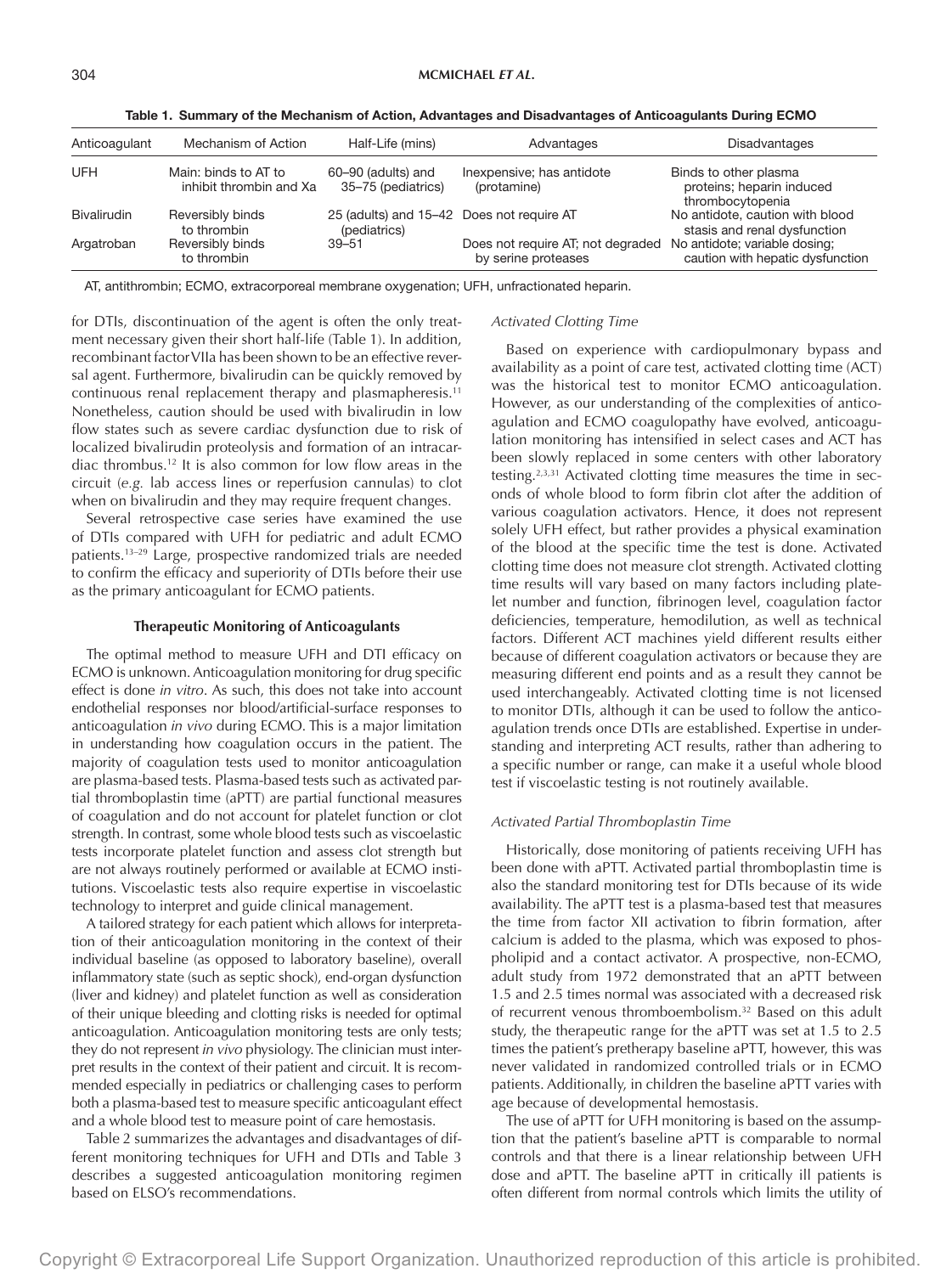**Table 1. Summary of the Mechanism of Action, Advantages and Disadvantages of Anticoagulants During ECMO**

| Anticoagulant | Mechanism of Action | Half-Life (mins) | Advantages | Disadvantages |
|---|---|---|---|---|
| UFH | Main: binds to AT to inhibit thrombin and Xa | 60–90 (adults) and 35–75 (pediatrics) | Inexpensive; has antidote (protamine) | Binds to other plasma proteins; heparin induced thrombocytopenia |
| Bivalirudin | Reversibly binds to thrombin | 25 (adults) and 15–42 (pediatrics) | Does not require AT | No antidote, caution with blood stasis and renal dysfunction |
| Argatroban | Reversibly binds to thrombin | 39–51 | Does not require AT; not degraded by serine proteases | No antidote; variable dosing; caution with hepatic dysfunction |

AT, antithrombin; ECMO, extracorporeal membrane oxygenation; UFH, unfractionated heparin.

for DTIs, discontinuation of the agent is often the only treatment necessary given their short half-life (Table 1). In addition, recombinant factor VIIa has been shown to be an effective reversal agent. Furthermore, bivalirudin can be quickly removed by continuous renal replacement therapy and plasmapheresis.[11] Nonetheless, caution should be used with bivalirudin in low flow states such as severe cardiac dysfunction due to risk of localized bivalirudin proteolysis and formation of an intracardiac thrombus.[12] It is also common for low flow areas in the circuit (*e.g.* lab access lines or reperfusion cannulas) to clot when on bivalirudin and they may require frequent changes.

Several retrospective case series have examined the use of DTIs compared with UFH for pediatric and adult ECMO patients.[13–29] Large, prospective randomized trials are needed to confirm the efficacy and superiority of DTIs before their use as the primary anticoagulant for ECMO patients.

## Therapeutic Monitoring of Anticoagulants

The optimal method to measure UFH and DTI efficacy on ECMO is unknown. Anticoagulation monitoring for drug specific effect is done *in vitro*. As such, this does not take into account endothelial responses nor blood/artificial-surface responses to anticoagulation *in vivo* during ECMO. This is a major limitation in understanding how coagulation occurs in the patient. The majority of coagulation tests used to monitor anticoagulation are plasma-based tests. Plasma-based tests such as activated partial thromboplastin time (aPTT) are partial functional measures of coagulation and do not account for platelet function or clot strength. In contrast, some whole blood tests such as viscoelastic tests incorporate platelet function and assess clot strength but are not always routinely performed or available at ECMO institutions. Viscoelastic tests also require expertise in viscoelastic technology to interpret and guide clinical management.

A tailored strategy for each patient which allows for interpretation of their anticoagulation monitoring in the context of their individual baseline (as opposed to laboratory baseline), overall inflammatory state (such as septic shock), end-organ dysfunction (liver and kidney) and platelet function as well as consideration of their unique bleeding and clotting risks is needed for optimal anticoagulation. Anticoagulation monitoring tests are only tests; they do not represent *in vivo* physiology. The clinician must interpret results in the context of their patient and circuit. It is recommended especially in pediatrics or challenging cases to perform both a plasma-based test to measure specific anticoagulant effect and a whole blood test to measure point of care hemostasis.

Table 2 summarizes the advantages and disadvantages of different monitoring techniques for UFH and DTIs and Table 3 describes a suggested anticoagulation monitoring regimen based on ELSO's recommendations.

### *Activated Clotting Time*

Based on experience with cardiopulmonary bypass and availability as a point of care test, activated clotting time (ACT) was the historical test to monitor ECMO anticoagulation. However, as our understanding of the complexities of anticoagulation and ECMO coagulopathy have evolved, anticoagulation monitoring has intensified in select cases and ACT has been slowly replaced in some centers with other laboratory testing.[2,3,31] Activated clotting time measures the time in seconds of whole blood to form fibrin clot after the addition of various coagulation activators. Hence, it does not represent solely UFH effect, but rather provides a physical examination of the blood at the specific time the test is done. Activated clotting time does not measure clot strength. Activated clotting time results will vary based on many factors including platelet number and function, fibrinogen level, coagulation factor deficiencies, temperature, hemodilution, as well as technical factors. Different ACT machines yield different results either because of different coagulation activators or because they are measuring different end points and as a result they cannot be used interchangeably. Activated clotting time is not licensed to monitor DTIs, although it can be used to follow the anticoagulation trends once DTIs are established. Expertise in understanding and interpreting ACT results, rather than adhering to a specific number or range, can make it a useful whole blood test if viscoelastic testing is not routinely available.

### *Activated Partial Thromboplastin Time*

Historically, dose monitoring of patients receiving UFH has been done with aPTT. Activated partial thromboplastin time is also the standard monitoring test for DTIs because of its wide availability. The aPTT test is a plasma-based test that measures the time from factor XII activation to fibrin formation, after calcium is added to the plasma, which was exposed to phospholipid and a contact activator. A prospective, non-ECMO, adult study from 1972 demonstrated that an aPTT between 1.5 and 2.5 times normal was associated with a decreased risk of recurrent venous thromboembolism.[32] Based on this adult study, the therapeutic range for the aPTT was set at 1.5 to 2.5 times the patient's pretherapy baseline aPTT, however, this was never validated in randomized controlled trials or in ECMO patients. Additionally, in children the baseline aPTT varies with age because of developmental hemostasis.

The use of aPTT for UFH monitoring is based on the assumption that the patient's baseline aPTT is comparable to normal controls and that there is a linear relationship between UFH dose and aPTT. The baseline aPTT in critically ill patients is often different from normal controls which limits the utility of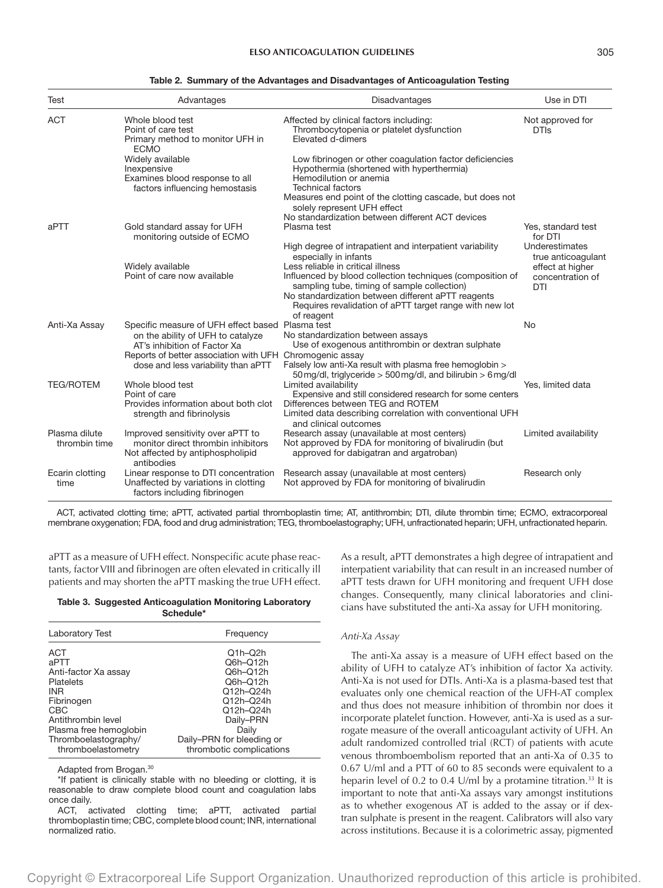**Table 2. Summary of the Advantages and Disadvantages of Anticoagulation Testing**

| Test | Advantages | Disadvantages | Use in DTI |
|---|---|---|---|
| ACT | Whole blood test<br>Point of care test<br>Primary method to monitor UFH in ECMO<br>Widely available<br>Inexpensive<br>Examines blood response to all factors influencing hemostasis | Affected by clinical factors including:<br>Thrombocytopenia or platelet dysfunction<br>Elevated d-dimers<br>Low fibrinogen or other coagulation factor deficiencies<br>Hypothermia (shortened with hyperthermia)<br>Hemodilution or anemia<br>Technical factors<br>Measures end point of the clotting cascade, but does not solely represent UFH effect<br>No standardization between different ACT devices | Not approved for DTIs |
| aPTT | Gold standard assay for UFH monitoring outside of ECMO<br>Widely available<br>Point of care now available | Plasma test<br>High degree of intrapatient and interpatient variability especially in infants<br>Less reliable in critical illness<br>Influenced by blood collection techniques (composition of sampling tube, timing of sample collection)<br>No standardization between different aPTT reagents<br>Requires revalidation of aPTT target range with new lot of reagent | Yes, standard test for DTI<br>Underestimates true anticoagulant effect at higher concentration of DTI |
| Anti-Xa Assay | Specific measure of UFH effect based on the ability of UFH to catalyze AT's inhibition of Factor Xa<br>Reports of better association with UFH dose and less variability than aPTT | Plasma test<br>No standardization between assays<br>Use of exogenous antithrombin or dextran sulphate<br>Chromogenic assay<br>Falsely low anti-Xa result with plasma free hemoglobin > 50 mg/dl, triglyceride > 500 mg/dl, and bilirubin > 6 mg/dl | No |
| TEG/ROTEM | Whole blood test<br>Point of care<br>Provides information about both clot strength and fibrinolysis | Limited availability<br>Expensive and still considered research for some centers<br>Differences between TEG and ROTEM<br>Limited data describing correlation with conventional UFH and clinical outcomes | Yes, limited data |
| Plasma dilute thrombin time | Improved sensitivity over aPTT to monitor direct thrombin inhibitors<br>Not affected by antiphospholipid antibodies | Research assay (unavailable at most centers)<br>Not approved by FDA for monitoring of bivalirudin (but approved for dabigatran and argatroban) | Limited availability |
| Ecarin clotting time | Linear response to DTI concentration<br>Unaffected by variations in clotting factors including fibrinogen | Research assay (unavailable at most centers)<br>Not approved by FDA for monitoring of bivalirudin | Research only |

ACT, activated clotting time; aPTT, activated partial thromboplastin time; AT, antithrombin; DTI, dilute thrombin time; ECMO, extracorporeal membrane oxygenation; FDA, food and drug administration; TEG, thromboelastography; UFH, unfractionated heparin; UFH, unfractionated heparin.

aPTT as a measure of UFH effect. Nonspecific acute phase reactants, factor VIII and fibrinogen are often elevated in critically ill patients and may shorten the aPTT masking the true UFH effect.

**Table 3. Suggested Anticoagulation Monitoring Laboratory Schedule***

| Laboratory Test | Frequency |
|---|---|
| ACT | Q1h–Q2h |
| aPTT | Q6h–Q12h |
| Anti-factor Xa assay | Q6h–Q12h |
| Platelets | Q6h–Q12h |
| INR | Q12h–Q24h |
| Fibrinogen | Q12h–Q24h |
| CBC | Q12h–Q24h |
| Antithrombin level | Daily–PRN |
| Plasma free hemoglobin | Daily |
| Thromboelastography/ thromboelastometry | Daily–PRN for bleeding or thrombotic complications |

Adapted from Brogan.[30]

*If patient is clinically stable with no bleeding or clotting, it is reasonable to draw complete blood count and coagulation labs once daily.

ACT, activated clotting time; aPTT, activated partial thromboplastin time; CBC, complete blood count; INR, international normalized ratio.

As a result, aPTT demonstrates a high degree of intrapatient and interpatient variability that can result in an increased number of aPTT tests drawn for UFH monitoring and frequent UFH dose changes. Consequently, many clinical laboratories and clinicians have substituted the anti-Xa assay for UFH monitoring.

*Anti-Xa Assay*

The anti-Xa assay is a measure of UFH effect based on the ability of UFH to catalyze AT's inhibition of factor Xa activity. Anti-Xa is not used for DTIs. Anti-Xa is a plasma-based test that evaluates only one chemical reaction of the UFH-AT complex and thus does not measure inhibition of thrombin nor does it incorporate platelet function. However, anti-Xa is used as a surrogate measure of the overall anticoagulant activity of UFH. An adult randomized controlled trial (RCT) of patients with acute venous thromboembolism reported that an anti-Xa of 0.35 to 0.67 U/ml and a PTT of 60 to 85 seconds were equivalent to a heparin level of 0.2 to 0.4 U/ml by a protamine titration.[33] It is important to note that anti-Xa assays vary amongst institutions as to whether exogenous AT is added to the assay or if dextran sulphate is present in the reagent. Calibrators will also vary across institutions. Because it is a colorimetric assay, pigmented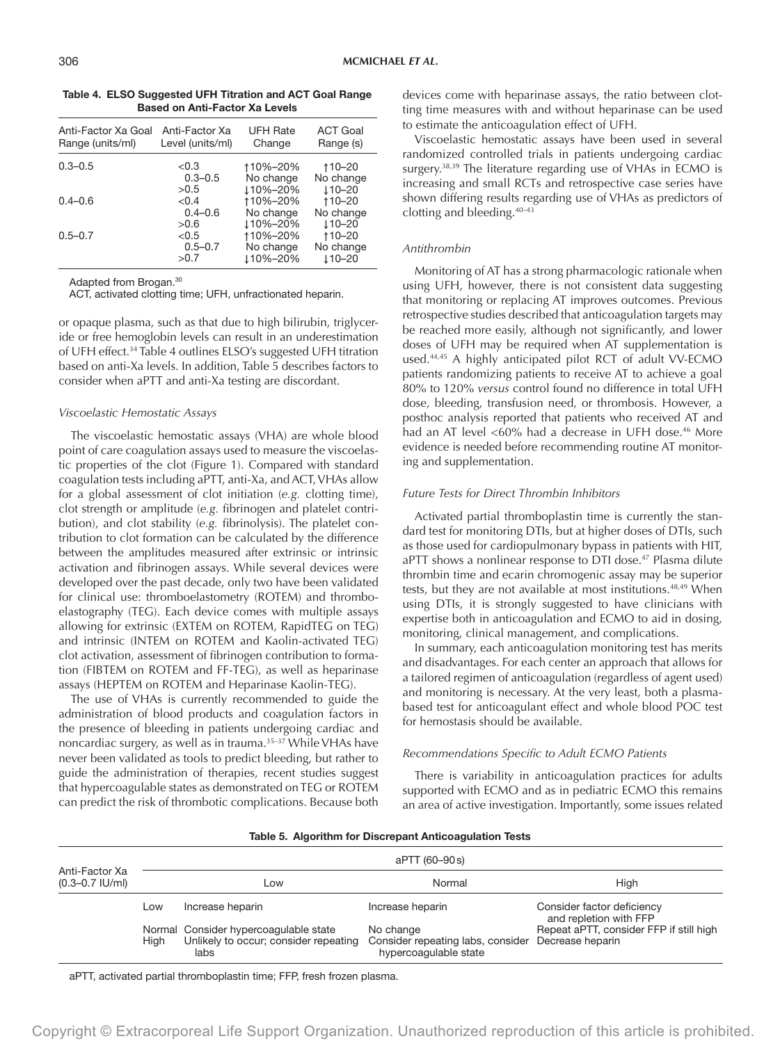**Table 4. ELSO Suggested UFH Titration and ACT Goal Range Based on Anti-Factor Xa Levels**

| Anti-Factor Xa Goal Range (units/ml) | Anti-Factor Xa Level (units/ml) | UFH Rate Change | ACT Goal Range (s) |
|---|---|---|---|
| 0.3–0.5 | <0.3 | ↑10%–20% | ↑10–20 |
| | 0.3–0.5 | No change | No change |
| | >0.5 | ↓10%–20% | ↓10–20 |
| 0.4–0.6 | <0.4 | ↑10%–20% | ↑10–20 |
| | 0.4–0.6 | No change | No change |
| | >0.6 | ↓10%–20% | ↓10–20 |
| 0.5–0.7 | <0.5 | ↑10%–20% | ↑10–20 |
| | 0.5–0.7 | No change | No change |
| | >0.7 | ↓10%–20% | ↓10–20 |

Adapted from Brogan.[30]

ACT, activated clotting time; UFH, unfractionated heparin.

or opaque plasma, such as that due to high bilirubin, triglyceride or free hemoglobin levels can result in an underestimation of UFH effect.[34] Table 4 outlines ELSO's suggested UFH titration based on anti-Xa levels. In addition, Table 5 describes factors to consider when aPTT and anti-Xa testing are discordant.

### *Viscoelastic Hemostatic Assays*

The viscoelastic hemostatic assays (VHA) are whole blood point of care coagulation assays used to measure the viscoelastic properties of the clot (Figure 1). Compared with standard coagulation tests including aPTT, anti-Xa, and ACT, VHAs allow for a global assessment of clot initiation (*e.g.* clotting time), clot strength or amplitude (*e.g.* fibrinogen and platelet contribution), and clot stability (*e.g.* fibrinolysis). The platelet contribution to clot formation can be calculated by the difference between the amplitudes measured after extrinsic or intrinsic activation and fibrinogen assays. While several devices were developed over the past decade, only two have been validated for clinical use: thromboelastometry (ROTEM) and thromboelastography (TEG). Each device comes with multiple assays allowing for extrinsic (EXTEM on ROTEM, RapidTEG on TEG) and intrinsic (INTEM on ROTEM and Kaolin-activated TEG) clot activation, assessment of fibrinogen contribution to formation (FIBTEM on ROTEM and FF-TEG), as well as heparinase assays (HEPTEM on ROTEM and Heparinase Kaolin-TEG).

The use of VHAs is currently recommended to guide the administration of blood products and coagulation factors in the presence of bleeding in patients undergoing cardiac and noncardiac surgery, as well as in trauma.[35–37] While VHAs have never been validated as tools to predict bleeding, but rather to guide the administration of therapies, recent studies suggest that hypercoagulable states as demonstrated on TEG or ROTEM can predict the risk of thrombotic complications. Because both devices come with heparinase assays, the ratio between clotting time measures with and without heparinase can be used to estimate the anticoagulation effect of UFH.

Viscoelastic hemostatic assays have been used in several randomized controlled trials in patients undergoing cardiac surgery.[38,39] The literature regarding use of VHAs in ECMO is increasing and small RCTs and retrospective case series have shown differing results regarding use of VHAs as predictors of clotting and bleeding.[40–43]

### *Antithrombin*

Monitoring of AT has a strong pharmacologic rationale when using UFH, however, there is not consistent data suggesting that monitoring or replacing AT improves outcomes. Previous retrospective studies described that anticoagulation targets may be reached more easily, although not significantly, and lower doses of UFH may be required when AT supplementation is used.[44,45] A highly anticipated pilot RCT of adult VV-ECMO patients randomizing patients to receive AT to achieve a goal 80% to 120% *versus* control found no difference in total UFH dose, bleeding, transfusion need, or thrombosis. However, a posthoc analysis reported that patients who received AT and had an AT level <60% had a decrease in UFH dose.[46] More evidence is needed before recommending routine AT monitoring and supplementation.

### *Future Tests for Direct Thrombin Inhibitors*

Activated partial thromboplastin time is currently the standard test for monitoring DTIs, but at higher doses of DTIs, such as those used for cardiopulmonary bypass in patients with HIT, aPTT shows a nonlinear response to DTI dose.[47] Plasma dilute thrombin time and ecarin chromogenic assay may be superior tests, but they are not available at most institutions.[48,49] When using DTIs, it is strongly suggested to have clinicians with expertise both in anticoagulation and ECMO to aid in dosing, monitoring, clinical management, and complications.

In summary, each anticoagulation monitoring test has merits and disadvantages. For each center an approach that allows for a tailored regimen of anticoagulation (regardless of agent used) and monitoring is necessary. At the very least, both a plasma-based test for anticoagulant effect and whole blood POC test for hemostasis should be available.

### *Recommendations Specific to Adult ECMO Patients*

There is variability in anticoagulation practices for adults supported with ECMO and as in pediatric ECMO this remains an area of active investigation. Importantly, some issues related

**Table 5. Algorithm for Discrepant Anticoagulation Tests**

| Anti-Factor Xa (0.3–0.7 IU/ml) | | aPTT (60–90 s) | | |
|---|---|---|---|---|
| | | Low | Normal | High |
| | Low | Increase heparin | Increase heparin | Consider factor deficiency and repletion with FFP |
| | Normal | Consider hypercoagulable state | No change | Repeat aPTT, consider FFP if still high |
| | High | Unlikely to occur; consider repeating labs | Consider repeating labs, consider hypercoagulable state | Decrease heparin |

aPTT, activated partial thromboplastin time; FFP, fresh frozen plasma.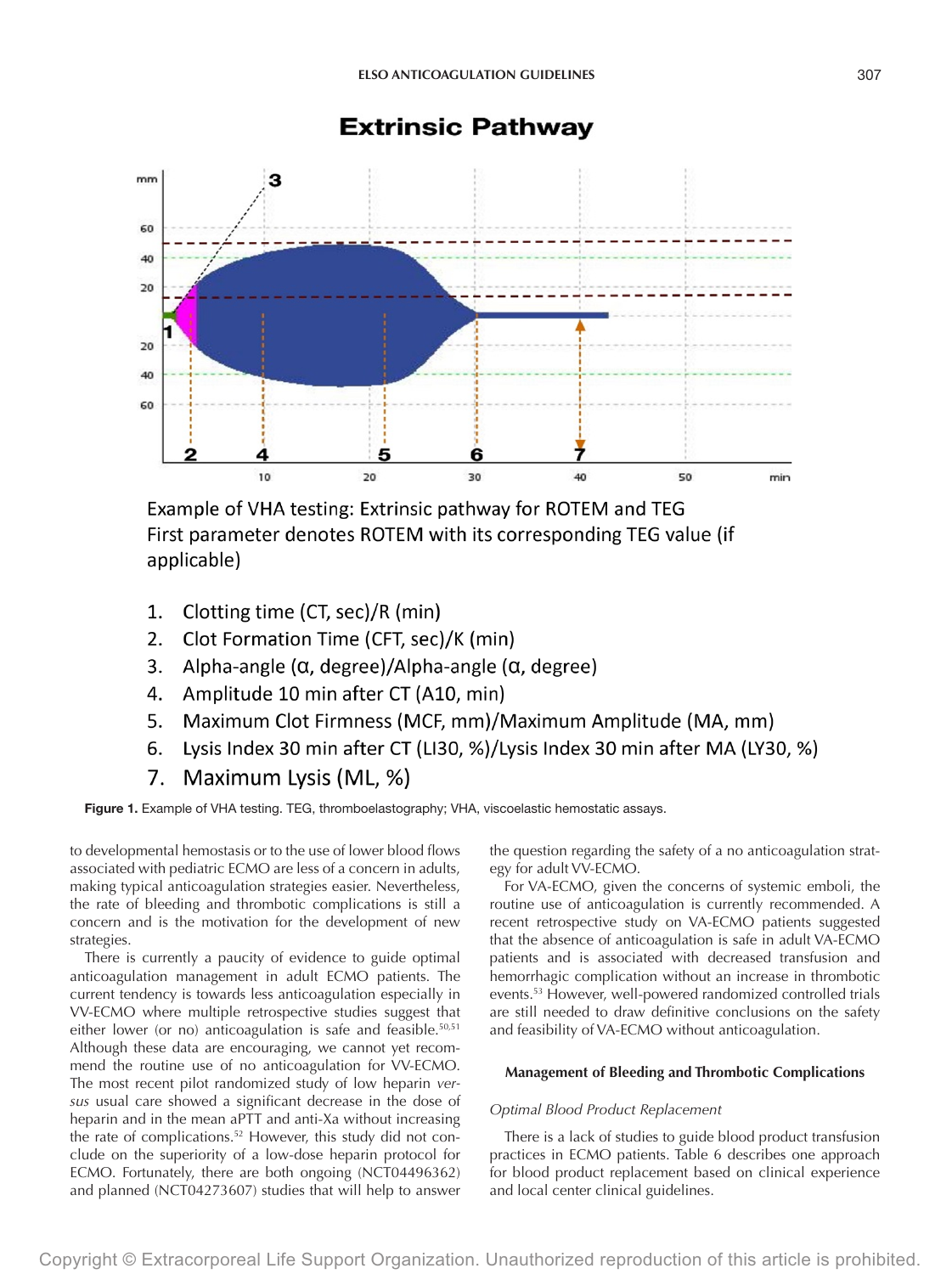## Extrinsic Pathway

Example of VHA testing: Extrinsic pathway for ROTEM and TEG
First parameter denotes ROTEM with its corresponding TEG value (if applicable)

1. Clotting time (CT, sec)/R (min)
2. Clot Formation Time (CFT, sec)/K (min)
3. Alpha-angle (α, degree)/Alpha-angle (α, degree)
4. Amplitude 10 min after CT (A10, min)
5. Maximum Clot Firmness (MCF, mm)/Maximum Amplitude (MA, mm)
6. Lysis Index 30 min after CT (LI30, %)/Lysis Index 30 min after MA (LY30, %)
7. Maximum Lysis (ML, %)

**Figure 1.** Example of VHA testing. TEG, thromboelastography; VHA, viscoelastic hemostatic assays.

to developmental hemostasis or to the use of lower blood flows associated with pediatric ECMO are less of a concern in adults, making typical anticoagulation strategies easier. Nevertheless, the rate of bleeding and thrombotic complications is still a concern and is the motivation for the development of new strategies.

There is currently a paucity of evidence to guide optimal anticoagulation management in adult ECMO patients. The current tendency is towards less anticoagulation especially in VV-ECMO where multiple retrospective studies suggest that either lower (or no) anticoagulation is safe and feasible.[50,51] Although these data are encouraging, we cannot yet recommend the routine use of no anticoagulation for VV-ECMO. The most recent pilot randomized study of low heparin *versus* usual care showed a significant decrease in the dose of heparin and in the mean aPTT and anti-Xa without increasing the rate of complications.[52] However, this study did not conclude on the superiority of a low-dose heparin protocol for ECMO. Fortunately, there are both ongoing (NCT04496362) and planned (NCT04273607) studies that will help to answer the question regarding the safety of a no anticoagulation strategy for adult VV-ECMO.

For VA-ECMO, given the concerns of systemic emboli, the routine use of anticoagulation is currently recommended. A recent retrospective study on VA-ECMO patients suggested that the absence of anticoagulation is safe in adult VA-ECMO patients and is associated with decreased transfusion and hemorrhagic complication without an increase in thrombotic events.[53] However, well-powered randomized controlled trials are still needed to draw definitive conclusions on the safety and feasibility of VA-ECMO without anticoagulation.

### Management of Bleeding and Thrombotic Complications

#### *Optimal Blood Product Replacement*

There is a lack of studies to guide blood product transfusion practices in ECMO patients. Table 6 describes one approach for blood product replacement based on clinical experience and local center clinical guidelines.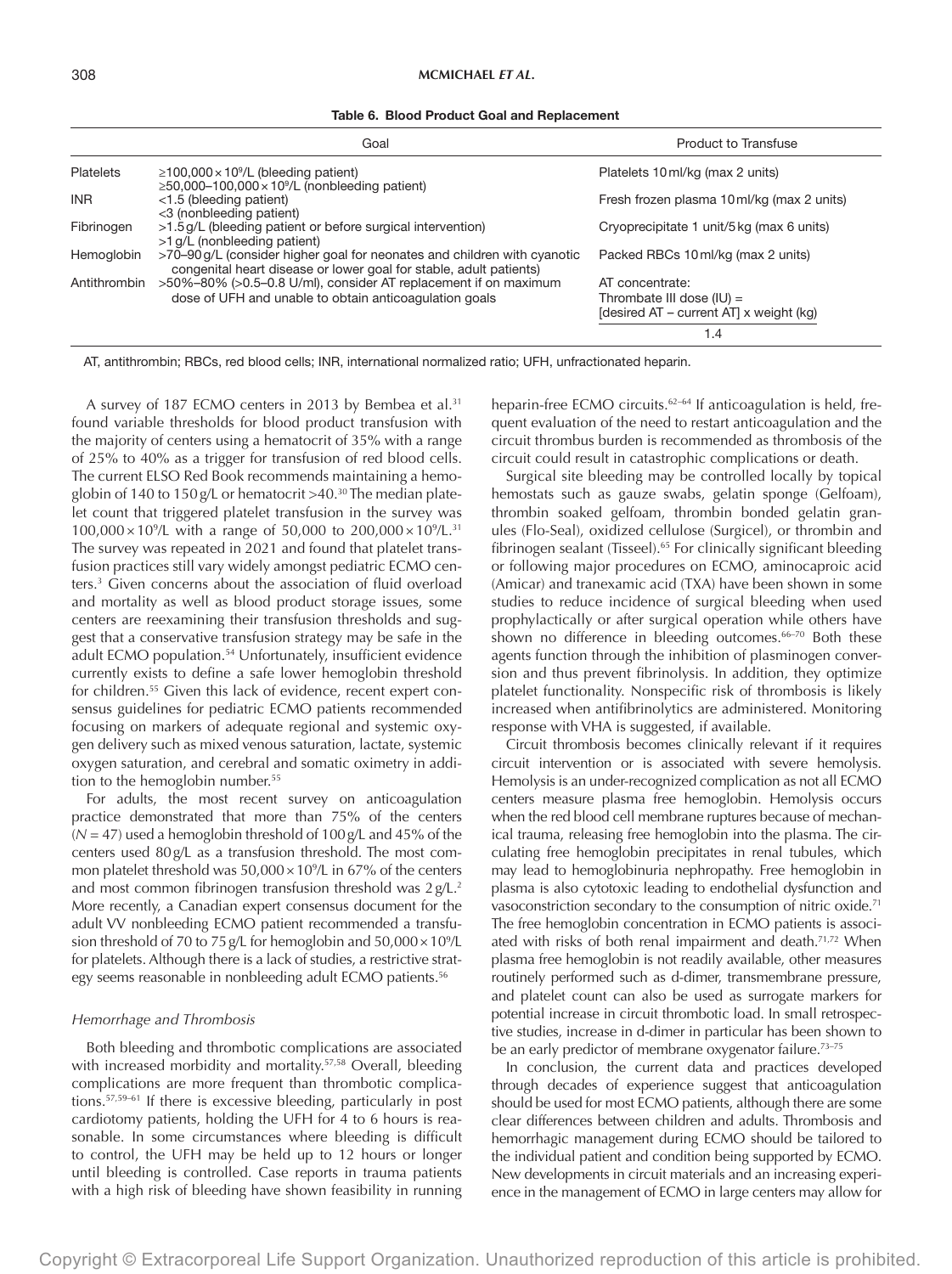**Table 6. Blood Product Goal and Replacement**

| | Goal | Product to Transfuse |
|---|---|---|
| Platelets | ≥100,000 × $10^9$/L (bleeding patient)<br>≥50,000–100,000 × $10^9$/L (nonbleeding patient) | Platelets 10 ml/kg (max 2 units) |
| INR | <1.5 (bleeding patient)<br><3 (nonbleeding patient) | Fresh frozen plasma 10 ml/kg (max 2 units) |
| Fibrinogen | >1.5 g/L (bleeding patient or before surgical intervention)<br>>1 g/L (nonbleeding patient) | Cryoprecipitate 1 unit/5 kg (max 6 units) |
| Hemoglobin | >70–90 g/L (consider higher goal for neonates and children with cyanotic congenital heart disease or lower goal for stable, adult patients) | Packed RBCs 10 ml/kg (max 2 units) |
| Antithrombin | >50%–80% (>0.5–0.8 U/ml), consider AT replacement if on maximum dose of UFH and unable to obtain anticoagulation goals | AT concentrate:<br>Thrombate III dose (IU) = $\frac{[\text{desired AT} - \text{current AT}] \times \text{weight (kg)}}{1.4}$ |

AT, antithrombin; RBCs, red blood cells; INR, international normalized ratio; UFH, unfractionated heparin.

A survey of 187 ECMO centers in 2013 by Bembea et al.[31] found variable thresholds for blood product transfusion with the majority of centers using a hematocrit of 35% with a range of 25% to 40% as a trigger for transfusion of red blood cells. The current ELSO Red Book recommends maintaining a hemoglobin of 140 to 150 g/L or hematocrit >40.[30] The median platelet count that triggered platelet transfusion in the survey was 100,000 × $10^9$/L with a range of 50,000 to 200,000 × $10^9$/L.[31] The survey was repeated in 2021 and found that platelet transfusion practices still vary widely amongst pediatric ECMO centers.[3] Given concerns about the association of fluid overload and mortality as well as blood product storage issues, some centers are reexamining their transfusion thresholds and suggest that a conservative transfusion strategy may be safe in the adult ECMO population.[54] Unfortunately, insufficient evidence currently exists to define a safe lower hemoglobin threshold for children.[55] Given this lack of evidence, recent expert consensus guidelines for pediatric ECMO patients recommended focusing on markers of adequate regional and systemic oxygen delivery such as mixed venous saturation, lactate, systemic oxygen saturation, and cerebral and somatic oximetry in addition to the hemoglobin number.[55]

For adults, the most recent survey on anticoagulation practice demonstrated that more than 75% of the centers ($N = 47$) used a hemoglobin threshold of 100 g/L and 45% of the centers used 80 g/L as a transfusion threshold. The most common platelet threshold was 50,000 × $10^9$/L in 67% of the centers and most common fibrinogen transfusion threshold was 2 g/L.[2] More recently, a Canadian expert consensus document for the adult VV nonbleeding ECMO patient recommended a transfusion threshold of 70 to 75 g/L for hemoglobin and 50,000 × $10^9$/L for platelets. Although there is a lack of studies, a restrictive strategy seems reasonable in nonbleeding adult ECMO patients.[56]

*Hemorrhage and Thrombosis*

Both bleeding and thrombotic complications are associated with increased morbidity and mortality.[57,58] Overall, bleeding complications are more frequent than thrombotic complications.[57,59–61] If there is excessive bleeding, particularly in post cardiotomy patients, holding the UFH for 4 to 6 hours is reasonable. In some circumstances where bleeding is difficult to control, the UFH may be held up to 12 hours or longer until bleeding is controlled. Case reports in trauma patients with a high risk of bleeding have shown feasibility in running heparin-free ECMO circuits.[62–64] If anticoagulation is held, frequent evaluation of the need to restart anticoagulation and the circuit thrombus burden is recommended as thrombosis of the circuit could result in catastrophic complications or death.

Surgical site bleeding may be controlled locally by topical hemostats such as gauze swabs, gelatin sponge (Gelfoam), thrombin soaked gelfoam, thrombin bonded gelatin granules (Flo-Seal), oxidized cellulose (Surgicel), or thrombin and fibrinogen sealant (Tisseel).[65] For clinically significant bleeding or following major procedures on ECMO, aminocaproic acid (Amicar) and tranexamic acid (TXA) have been shown in some studies to reduce incidence of surgical bleeding when used prophylactically or after surgical operation while others have shown no difference in bleeding outcomes.[66–70] Both these agents function through the inhibition of plasminogen conversion and thus prevent fibrinolysis. In addition, they optimize platelet functionality. Nonspecific risk of thrombosis is likely increased when antifibrinolytics are administered. Monitoring response with VHA is suggested, if available.

Circuit thrombosis becomes clinically relevant if it requires circuit intervention or is associated with severe hemolysis. Hemolysis is an under-recognized complication as not all ECMO centers measure plasma free hemoglobin. Hemolysis occurs when the red blood cell membrane ruptures because of mechanical trauma, releasing free hemoglobin into the plasma. The circulating free hemoglobin precipitates in renal tubules, which may lead to hemoglobinuria nephropathy. Free hemoglobin in plasma is also cytotoxic leading to endothelial dysfunction and vasoconstriction secondary to the consumption of nitric oxide.[71] The free hemoglobin concentration in ECMO patients is associated with risks of both renal impairment and death.[71,72] When plasma free hemoglobin is not readily available, other measures routinely performed such as d-dimer, transmembrane pressure, and platelet count can also be used as surrogate markers for potential increase in circuit thrombotic load. In small retrospective studies, increase in d-dimer in particular has been shown to be an early predictor of membrane oxygenator failure.[73–75]

In conclusion, the current data and practices developed through decades of experience suggest that anticoagulation should be used for most ECMO patients, although there are some clear differences between children and adults. Thrombosis and hemorrhagic management during ECMO should be tailored to the individual patient and condition being supported by ECMO. New developments in circuit materials and an increasing experience in the management of ECMO in large centers may allow for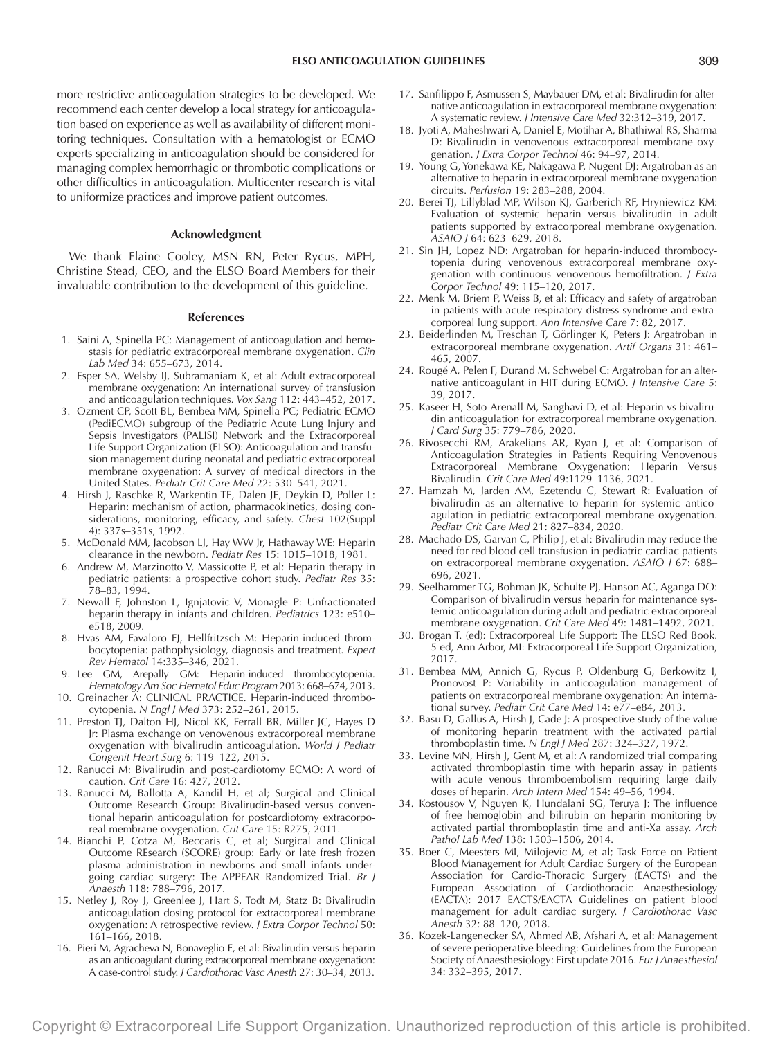more restrictive anticoagulation strategies to be developed. We recommend each center develop a local strategy for anticoagulation based on experience as well as availability of different monitoring techniques. Consultation with a hematologist or ECMO experts specializing in anticoagulation should be considered for managing complex hemorrhagic or thrombotic complications or other difficulties in anticoagulation. Multicenter research is vital to uniformize practices and improve patient outcomes.

### Acknowledgment

We thank Elaine Cooley, MSN RN, Peter Rycus, MPH, Christine Stead, CEO, and the ELSO Board Members for their invaluable contribution to the development of this guideline.

### References

1. Saini A, Spinella PC: Management of anticoagulation and hemostasis for pediatric extracorporeal membrane oxygenation. *Clin Lab Med* 34: 655–673, 2014.
2. Esper SA, Welsby IJ, Subramaniam K, et al: Adult extracorporeal membrane oxygenation: An international survey of transfusion and anticoagulation techniques. *Vox Sang* 112: 443–452, 2017.
3. Ozment CP, Scott BL, Bembea MM, Spinella PC; Pediatric ECMO (PediECMO) subgroup of the Pediatric Acute Lung Injury and Sepsis Investigators (PALISI) Network and the Extracorporeal Life Support Organization (ELSO): Anticoagulation and transfusion management during neonatal and pediatric extracorporeal membrane oxygenation: A survey of medical directors in the United States. *Pediatr Crit Care Med* 22: 530–541, 2021.
4. Hirsh J, Raschke R, Warkentin TE, Dalen JE, Deykin D, Poller L: Heparin: mechanism of action, pharmacokinetics, dosing considerations, monitoring, efficacy, and safety. *Chest* 102(Suppl 4): 337s–351s, 1992.
5. McDonald MM, Jacobson LJ, Hay WW Jr, Hathaway WE: Heparin clearance in the newborn. *Pediatr Res* 15: 1015–1018, 1981.
6. Andrew M, Marzinotto V, Massicotte P, et al: Heparin therapy in pediatric patients: a prospective cohort study. *Pediatr Res* 35: 78–83, 1994.
7. Newall F, Johnston L, Ignjatovic V, Monagle P: Unfractionated heparin therapy in infants and children. *Pediatrics* 123: e510–e518, 2009.
8. Hvas AM, Favaloro EJ, Hellfritzsch M: Heparin-induced thrombocytopenia: pathophysiology, diagnosis and treatment. *Expert Rev Hematol* 14:335–346, 2021.
9. Lee GM, Arepally GM: Heparin-induced thrombocytopenia. *Hematology Am Soc Hematol Educ Program* 2013: 668–674, 2013.
10. Greinacher A: CLINICAL PRACTICE. Heparin-induced thrombocytopenia. *N Engl J Med* 373: 252–261, 2015.
11. Preston TJ, Dalton HJ, Nicol KK, Ferrall BR, Miller JC, Hayes D Jr: Plasma exchange on venovenous extracorporeal membrane oxygenation with bivalirudin anticoagulation. *World J Pediatr Congenit Heart Surg* 6: 119–122, 2015.
12. Ranucci M: Bivalirudin and post-cardiotomy ECMO: A word of caution. *Crit Care* 16: 427, 2012.
13. Ranucci M, Ballotta A, Kandil H, et al; Surgical and Clinical Outcome Research Group: Bivalirudin-based versus conventional heparin anticoagulation for postcardiotomy extracorporeal membrane oxygenation. *Crit Care* 15: R275, 2011.
14. Bianchi P, Cotza M, Beccaris C, et al; Surgical and Clinical Outcome REsearch (SCORE) group: Early or late fresh frozen plasma administration in newborns and small infants undergoing cardiac surgery: The APPEAR Randomized Trial. *Br J Anaesth* 118: 788–796, 2017.
15. Netley J, Roy J, Greenlee J, Hart S, Todt M, Statz B: Bivalirudin anticoagulation dosing protocol for extracorporeal membrane oxygenation: A retrospective review. *J Extra Corpor Technol* 50: 161–166, 2018.
16. Pieri M, Agracheva N, Bonaveglio E, et al: Bivalirudin versus heparin as an anticoagulant during extracorporeal membrane oxygenation: A case-control study. *J Cardiothorac Vasc Anesth* 27: 30–34, 2013.
17. Sanfilippo F, Asmussen S, Maybauer DM, et al: Bivalirudin for alternative anticoagulation in extracorporeal membrane oxygenation: A systematic review. *J Intensive Care Med* 32:312–319, 2017.
18. Jyoti A, Maheshwari A, Daniel E, Motihar A, Bhathiwal RS, Sharma D: Bivalirudin in venovenous extracorporeal membrane oxygenation. *J Extra Corpor Technol* 46: 94–97, 2014.
19. Young G, Yonekawa KE, Nakagawa P, Nugent DJ: Argatroban as an alternative to heparin in extracorporeal membrane oxygenation circuits. *Perfusion* 19: 283–288, 2004.
20. Berei TJ, Lillyblad MP, Wilson KJ, Garberich RF, Hryniewicz KM: Evaluation of systemic heparin versus bivalirudin in adult patients supported by extracorporeal membrane oxygenation. *ASAIO J* 64: 623–629, 2018.
21. Sin JH, Lopez ND: Argatroban for heparin-induced thrombocytopenia during venovenous extracorporeal membrane oxygenation with continuous venovenous hemofiltration. *J Extra Corpor Technol* 49: 115–120, 2017.
22. Menk M, Briem P, Weiss B, et al: Efficacy and safety of argatroban in patients with acute respiratory distress syndrome and extracorporeal lung support. *Ann Intensive Care* 7: 82, 2017.
23. Beiderlinden M, Treschan T, Görlinger K, Peters J: Argatroban in extracorporeal membrane oxygenation. *Artif Organs* 31: 461–465, 2007.
24. Rougé A, Pelen F, Durand M, Schwebel C: Argatroban for an alternative anticoagulant in HIT during ECMO. *J Intensive Care* 5: 39, 2017.
25. Kaseer H, Soto-Arenall M, Sanghavi D, et al: Heparin vs bivalirudin anticoagulation for extracorporeal membrane oxygenation. *J Card Surg* 35: 779–786, 2020.
26. Rivosecchi RM, Arakelians AR, Ryan J, et al: Comparison of Anticoagulation Strategies in Patients Requiring Venovenous Extracorporeal Membrane Oxygenation: Heparin Versus Bivalirudin. *Crit Care Med* 49:1129–1136, 2021.
27. Hamzah M, Jarden AM, Ezetendu C, Stewart R: Evaluation of bivalirudin as an alternative to heparin for systemic anticoagulation in pediatric extracorporeal membrane oxygenation. *Pediatr Crit Care Med* 21: 827–834, 2020.
28. Machado DS, Garvan C, Philip J, et al: Bivalirudin may reduce the need for red blood cell transfusion in pediatric cardiac patients on extracorporeal membrane oxygenation. *ASAIO J* 67: 688–696, 2021.
29. Seelhammer TG, Bohman JK, Schulte PJ, Hanson AC, Aganga DO: Comparison of bivalirudin versus heparin for maintenance systemic anticoagulation during adult and pediatric extracorporeal membrane oxygenation. *Crit Care Med* 49: 1481–1492, 2021.
30. Brogan T. (ed): Extracorporeal Life Support: The ELSO Red Book. 5 ed, Ann Arbor, MI: Extracorporeal Life Support Organization, 2017.
31. Bembea MM, Annich G, Rycus P, Oldenburg G, Berkowitz I, Pronovost P: Variability in anticoagulation management of patients on extracorporeal membrane oxygenation: An international survey. *Pediatr Crit Care Med* 14: e77–e84, 2013.
32. Basu D, Gallus A, Hirsh J, Cade J: A prospective study of the value of monitoring heparin treatment with the activated partial thromboplastin time. *N Engl J Med* 287: 324–327, 1972.
33. Levine MN, Hirsh J, Gent M, et al: A randomized trial comparing activated thromboplastin time with heparin assay in patients with acute venous thromboembolism requiring large daily doses of heparin. *Arch Intern Med* 154: 49–56, 1994.
34. Kostousov V, Nguyen K, Hundalani SG, Teruya J: The influence of free hemoglobin and bilirubin on heparin monitoring by activated partial thromboplastin time and anti-Xa assay. *Arch Pathol Lab Med* 138: 1503–1506, 2014.
35. Boer C, Meesters MI, Milojevic M, et al; Task Force on Patient Blood Management for Adult Cardiac Surgery of the European Association for Cardio-Thoracic Surgery (EACTS) and the European Association of Cardiothoracic Anaesthesiology (EACTA): 2017 EACTS/EACTA Guidelines on patient blood management for adult cardiac surgery. *J Cardiothorac Vasc Anesth* 32: 88–120, 2018.
36. Kozek-Langenecker SA, Ahmed AB, Afshari A, et al: Management of severe perioperative bleeding: Guidelines from the European Society of Anaesthesiology: First update 2016. *Eur J Anaesthesiol* 34: 332–395, 2017.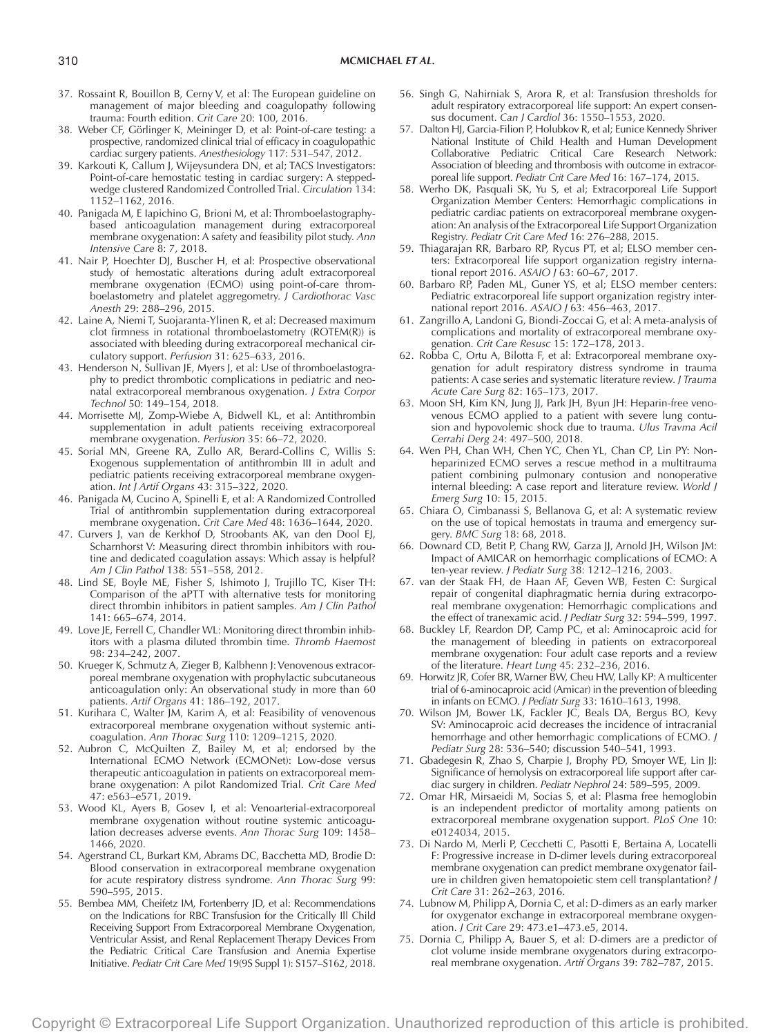37. Rossaint R, Bouillon B, Cerny V, et al: The European guideline on management of major bleeding and coagulopathy following trauma: Fourth edition. *Crit Care* 20: 100, 2016.
38. Weber CF, Görlinger K, Meininger D, et al: Point-of-care testing: a prospective, randomized clinical trial of efficacy in coagulopathic cardiac surgery patients. *Anesthesiology* 117: 531–547, 2012.
39. Karkouti K, Callum J, Wijeysundera DN, et al; TACS Investigators: Point-of-care hemostatic testing in cardiac surgery: A stepped-wedge clustered Randomized Controlled Trial. *Circulation* 134: 1152–1162, 2016.
40. Panigada M, E Iapichino G, Brioni M, et al: Thromboelastography-based anticoagulation management during extracorporeal membrane oxygenation: A safety and feasibility pilot study. *Ann Intensive Care* 8: 7, 2018.
41. Nair P, Hoechter DJ, Buscher H, et al: Prospective observational study of hemostatic alterations during adult extracorporeal membrane oxygenation (ECMO) using point-of-care thromboelastometry and platelet aggregometry. *J Cardiothorac Vasc Anesth* 29: 288–296, 2015.
42. Laine A, Niemi T, Suojaranta-Ylinen R, et al: Decreased maximum clot firmness in rotational thromboelastometry (ROTEM(R)) is associated with bleeding during extracorporeal mechanical circulatory support. *Perfusion* 31: 625–633, 2016.
43. Henderson N, Sullivan JE, Myers J, et al: Use of thromboelastography to predict thrombotic complications in pediatric and neonatal extracorporeal membranous oxygenation. *J Extra Corpor Technol* 50: 149–154, 2018.
44. Morrisette MJ, Zomp-Wiebe A, Bidwell KL, et al: Antithrombin supplementation in adult patients receiving extracorporeal membrane oxygenation. *Perfusion* 35: 66–72, 2020.
45. Sorial MN, Greene RA, Zullo AR, Berard-Collins C, Willis S: Exogenous supplementation of antithrombin III in adult and pediatric patients receiving extracorporeal membrane oxygenation. *Int J Artif Organs* 43: 315–322, 2020.
46. Panigada M, Cucino A, Spinelli E, et al: A Randomized Controlled Trial of antithrombin supplementation during extracorporeal membrane oxygenation. *Crit Care Med* 48: 1636–1644, 2020.
47. Curvers J, van de Kerkhof D, Stroobants AK, van den Dool EJ, Scharnhorst V: Measuring direct thrombin inhibitors with routine and dedicated coagulation assays: Which assay is helpful? *Am J Clin Pathol* 138: 551–558, 2012.
48. Lind SE, Boyle ME, Fisher S, Ishimoto J, Trujillo TC, Kiser TH: Comparison of the aPTT with alternative tests for monitoring direct thrombin inhibitors in patient samples. *Am J Clin Pathol* 141: 665–674, 2014.
49. Love JE, Ferrell C, Chandler WL: Monitoring direct thrombin inhibitors with a plasma diluted thrombin time. *Thromb Haemost* 98: 234–242, 2007.
50. Krueger K, Schmutz A, Zieger B, Kalbhenn J: Venovenous extracorporeal membrane oxygenation with prophylactic subcutaneous anticoagulation only: An observational study in more than 60 patients. *Artif Organs* 41: 186–192, 2017.
51. Kurihara C, Walter JM, Karim A, et al: Feasibility of venovenous extracorporeal membrane oxygenation without systemic anticoagulation. *Ann Thorac Surg* 110: 1209–1215, 2020.
52. Aubron C, McQuilten Z, Bailey M, et al; endorsed by the International ECMO Network (ECMONet): Low-dose versus therapeutic anticoagulation in patients on extracorporeal membrane oxygenation: A pilot Randomized Trial. *Crit Care Med* 47: e563–e571, 2019.
53. Wood KL, Ayers B, Gosev I, et al: Venoarterial-extracorporeal membrane oxygenation without routine systemic anticoagulation decreases adverse events. *Ann Thorac Surg* 109: 1458–1466, 2020.
54. Agerstrand CL, Burkart KM, Abrams DC, Bacchetta MD, Brodie D: Blood conservation in extracorporeal membrane oxygenation for acute respiratory distress syndrome. *Ann Thorac Surg* 99: 590–595, 2015.
55. Bembea MM, Cheifetz IM, Fortenberry JD, et al: Recommendations on the Indications for RBC Transfusion for the Critically Ill Child Receiving Support From Extracorporeal Membrane Oxygenation, Ventricular Assist, and Renal Replacement Therapy Devices From the Pediatric Critical Care Transfusion and Anemia Expertise Initiative. *Pediatr Crit Care Med* 19(9S Suppl 1): S157–S162, 2018.
56. Singh G, Nahirniak S, Arora R, et al: Transfusion thresholds for adult respiratory extracorporeal life support: An expert consensus document. *Can J Cardiol* 36: 1550–1553, 2020.
57. Dalton HJ, Garcia-Filion P, Holubkov R, et al; Eunice Kennedy Shriver National Institute of Child Health and Human Development Collaborative Pediatric Critical Care Research Network: Association of bleeding and thrombosis with outcome in extracorporeal life support. *Pediatr Crit Care Med* 16: 167–174, 2015.
58. Werho DK, Pasquali SK, Yu S, et al; Extracorporeal Life Support Organization Member Centers: Hemorrhagic complications in pediatric cardiac patients on extracorporeal membrane oxygenation: An analysis of the Extracorporeal Life Support Organization Registry. *Pediatr Crit Care Med* 16: 276–288, 2015.
59. Thiagarajan RR, Barbaro RP, Rycus PT, et al; ELSO member centers: Extracorporeal life support organization registry international report 2016. *ASAIO J* 63: 60–67, 2017.
60. Barbaro RP, Paden ML, Guner YS, et al; ELSO member centers: Pediatric extracorporeal life support organization registry international report 2016. *ASAIO J* 63: 456–463, 2017.
61. Zangrillo A, Landoni G, Biondi-Zoccai G, et al: A meta-analysis of complications and mortality of extracorporeal membrane oxygenation. *Crit Care Resusc* 15: 172–178, 2013.
62. Robba C, Ortu A, Bilotta F, et al: Extracorporeal membrane oxygenation for adult respiratory distress syndrome in trauma patients: A case series and systematic literature review. *J Trauma Acute Care Surg* 82: 165–173, 2017.
63. Moon SH, Kim KN, Jung JJ, Park JH, Byun JH: Heparin-free veno-venous ECMO applied to a patient with severe lung contusion and hypovolemic shock due to trauma. *Ulus Travma Acil Cerrahi Derg* 24: 497–500, 2018.
64. Wen PH, Chan WH, Chen YC, Chen YL, Chan CP, Lin PY: Non-heparinized ECMO serves a rescue method in a multitrauma patient combining pulmonary contusion and nonoperative internal bleeding: A case report and literature review. *World J Emerg Surg* 10: 15, 2015.
65. Chiara O, Cimbanassi S, Bellanova G, et al: A systematic review on the use of topical hemostats in trauma and emergency surgery. *BMC Surg* 18: 68, 2018.
66. Downard CD, Betit P, Chang RW, Garza JJ, Arnold JH, Wilson JM: Impact of AMICAR on hemorrhagic complications of ECMO: A ten-year review. *J Pediatr Surg* 38: 1212–1216, 2003.
67. van der Staak FH, de Haan AF, Geven WB, Festen C: Surgical repair of congenital diaphragmatic hernia during extracorporeal membrane oxygenation: Hemorrhagic complications and the effect of tranexamic acid. *J Pediatr Surg* 32: 594–599, 1997.
68. Buckley LF, Reardon DP, Camp PC, et al: Aminocaproic acid for the management of bleeding in patients on extracorporeal membrane oxygenation: Four adult case reports and a review of the literature. *Heart Lung* 45: 232–236, 2016.
69. Horwitz JR, Cofer BR, Warner BW, Cheu HW, Lally KP: A multicenter trial of 6-aminocaproic acid (Amicar) in the prevention of bleeding in infants on ECMO. *J Pediatr Surg* 33: 1610–1613, 1998.
70. Wilson JM, Bower LK, Fackler JC, Beals DA, Bergus BO, Kevy SV: Aminocaproic acid decreases the incidence of intracranial hemorrhage and other hemorrhagic complications of ECMO. *J Pediatr Surg* 28: 536–540; discussion 540–541, 1993.
71. Gbadegesin R, Zhao S, Charpie J, Brophy PD, Smoyer WE, Lin JJ: Significance of hemolysis on extracorporeal life support after cardiac surgery in children. *Pediatr Nephrol* 24: 589–595, 2009.
72. Omar HR, Mirsaeidi M, Socias S, et al: Plasma free hemoglobin is an independent predictor of mortality among patients on extracorporeal membrane oxygenation support. *PLoS One* 10: e0124034, 2015.
73. Di Nardo M, Merli P, Cecchetti C, Pasotti E, Bertaina A, Locatelli F: Progressive increase in D-dimer levels during extracorporeal membrane oxygenation can predict membrane oxygenator failure in children given hematopoietic stem cell transplantation? *J Crit Care* 31: 262–263, 2016.
74. Lubnow M, Philipp A, Dornia C, et al: D-dimers as an early marker for oxygenator exchange in extracorporeal membrane oxygenation. *J Crit Care* 29: 473.e1–473.e5, 2014.
75. Dornia C, Philipp A, Bauer S, et al: D-dimers are a predictor of clot volume inside membrane oxygenators during extracorporeal membrane oxygenation. *Artif Organs* 39: 782–787, 2015.

Copyright © Extracorporeal Life Support Organization. Unauthorized reproduction of this article is prohibited.